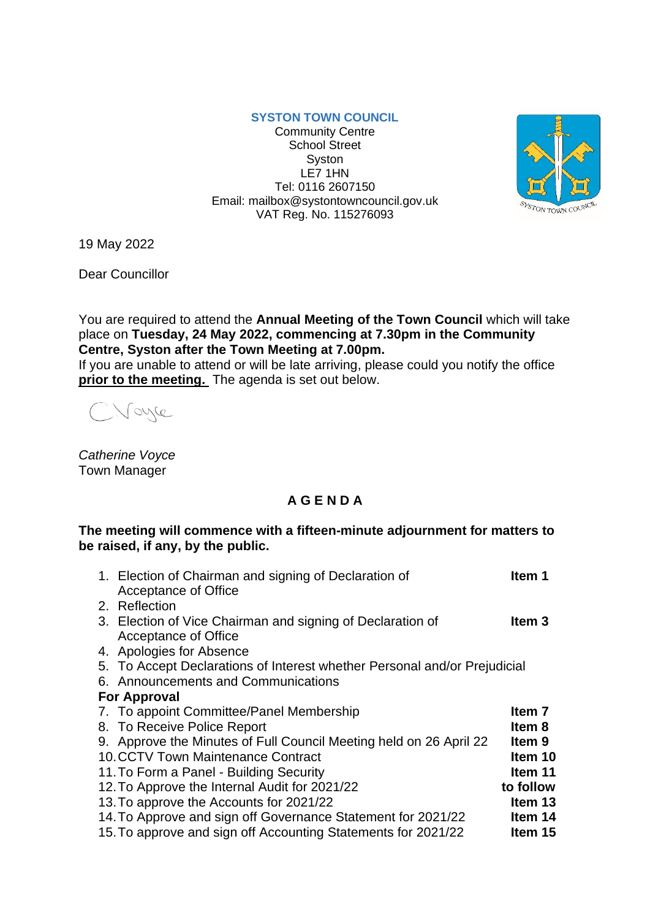**SYSTON TOWN COUNCIL**
Community Centre
School Street
Syston
LE7 1HN
Tel: 0116 2607150
Email: mailbox@systontowncouncil.gov.uk
VAT Reg. No. 115276093

19 May 2022

Dear Councillor

You are required to attend the **Annual Meeting of the Town Council** which will take place on **Tuesday, 24 May 2022, commencing at 7.30pm in the Community Centre, Syston after the Town Meeting at 7.00pm.**
If you are unable to attend or will be late arriving, please could you notify the office **prior to the meeting.** The agenda is set out below.

*Catherine Voyce*
Town Manager

## A G E N D A

**The meeting will commence with a fifteen-minute adjournment for matters to be raised, if any, by the public.**

1. Election of Chairman and signing of Declaration of Acceptance of Office — **Item 1**
2. Reflection
3. Election of Vice Chairman and signing of Declaration of Acceptance of Office — **Item 3**
4. Apologies for Absence
5. To Accept Declarations of Interest whether Personal and/or Prejudicial
6. Announcements and Communications

**For Approval**

7. To appoint Committee/Panel Membership — **Item 7**
8. To Receive Police Report — **Item 8**
9. Approve the Minutes of Full Council Meeting held on 26 April 22 — **Item 9**
10. CCTV Town Maintenance Contract — **Item 10**
11. To Form a Panel - Building Security — **Item 11**
12. To Approve the Internal Audit for 2021/22 — **to follow**
13. To approve the Accounts for 2021/22 — **Item 13**
14. To Approve and sign off Governance Statement for 2021/22 — **Item 14**
15. To approve and sign off Accounting Statements for 2021/22 — **Item 15**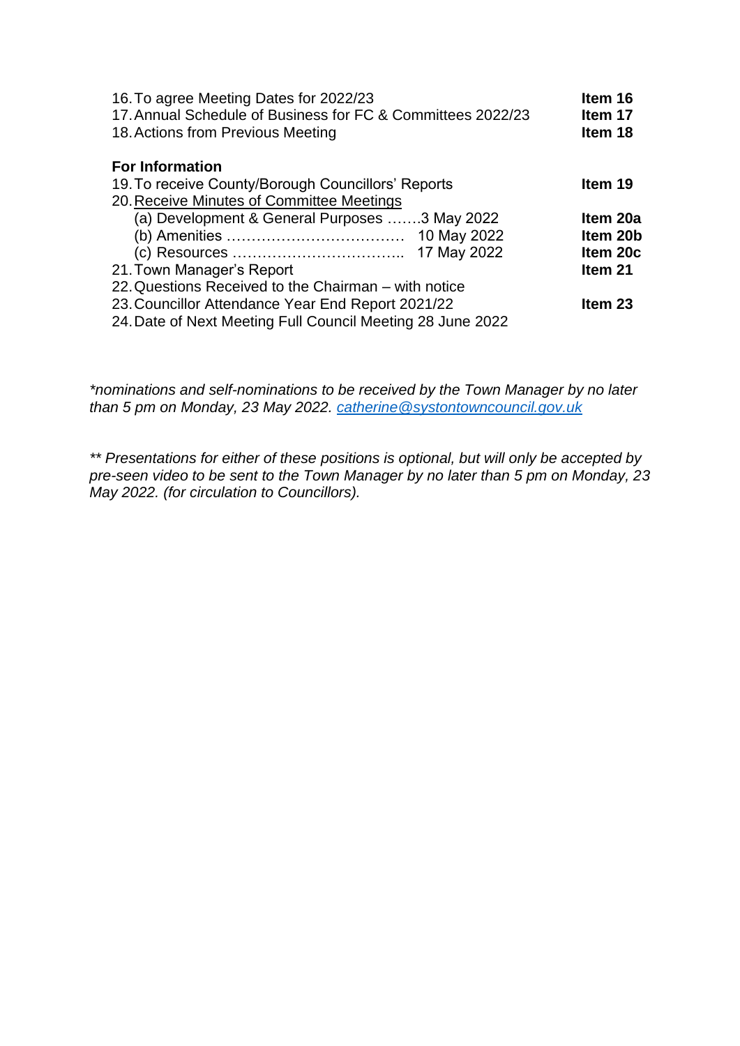16. To agree Meeting Dates for 2022/23 **Item 16**
17. Annual Schedule of Business for FC & Committees 2022/23 **Item 17**
18. Actions from Previous Meeting **Item 18**

**For Information**

19. To receive County/Borough Councillors' Reports **Item 19**
20. Receive Minutes of Committee Meetings
    (a) Development & General Purposes …….3 May 2022 **Item 20a**
    (b) Amenities ……………………………… 10 May 2022 **Item 20b**
    (c) Resources …………………………….. 17 May 2022 **Item 20c**
21. Town Manager's Report **Item 21**
22. Questions Received to the Chairman – with notice
23. Councillor Attendance Year End Report 2021/22 **Item 23**
24. Date of Next Meeting Full Council Meeting 28 June 2022

*\*nominations and self-nominations to be received by the Town Manager by no later than 5 pm on Monday, 23 May 2022. catherine@systontowncouncil.gov.uk*

*\*\* Presentations for either of these positions is optional, but will only be accepted by pre-seen video to be sent to the Town Manager by no later than 5 pm on Monday, 23 May 2022. (for circulation to Councillors).*